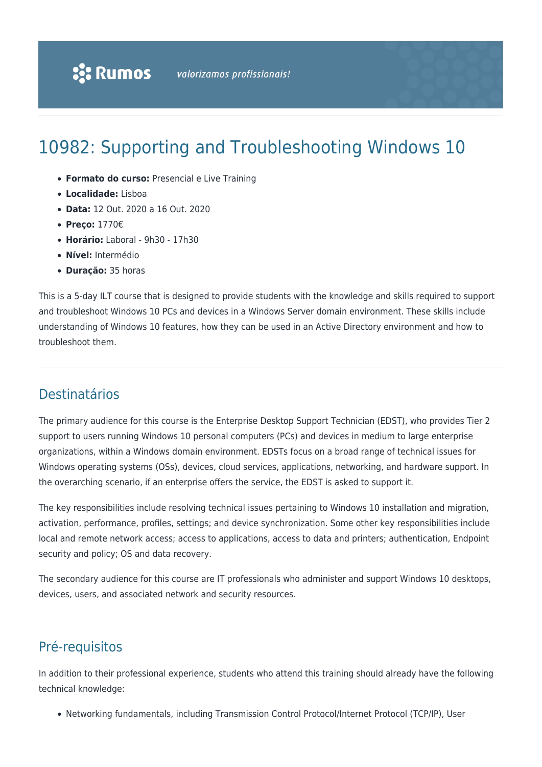# 10982: Supporting and Troubleshooting Windows 10

- **Formato do curso:** Presencial e Live Training
- **Localidade:** Lisboa
- **Data:** 12 Out. 2020 a 16 Out. 2020
- **Preço:** 1770€
- **Horário:** Laboral - 9h30 - 17h30
- **Nível:** Intermédio
- **Duração:** 35 horas

This is a 5-day ILT course that is designed to provide students with the knowledge and skills required to support and troubleshoot Windows 10 PCs and devices in a Windows Server domain environment. These skills include understanding of Windows 10 features, how they can be used in an Active Directory environment and how to troubleshoot them.

## Destinatários

The primary audience for this course is the Enterprise Desktop Support Technician (EDST), who provides Tier 2 support to users running Windows 10 personal computers (PCs) and devices in medium to large enterprise organizations, within a Windows domain environment. EDSTs focus on a broad range of technical issues for Windows operating systems (OSs), devices, cloud services, applications, networking, and hardware support. In the overarching scenario, if an enterprise offers the service, the EDST is asked to support it.

The key responsibilities include resolving technical issues pertaining to Windows 10 installation and migration, activation, performance, profiles, settings; and device synchronization. Some other key responsibilities include local and remote network access; access to applications, access to data and printers; authentication, Endpoint security and policy; OS and data recovery.

The secondary audience for this course are IT professionals who administer and support Windows 10 desktops, devices, users, and associated network and security resources.

## Pré-requisitos

In addition to their professional experience, students who attend this training should already have the following technical knowledge:

- Networking fundamentals, including Transmission Control Protocol/Internet Protocol (TCP/IP), User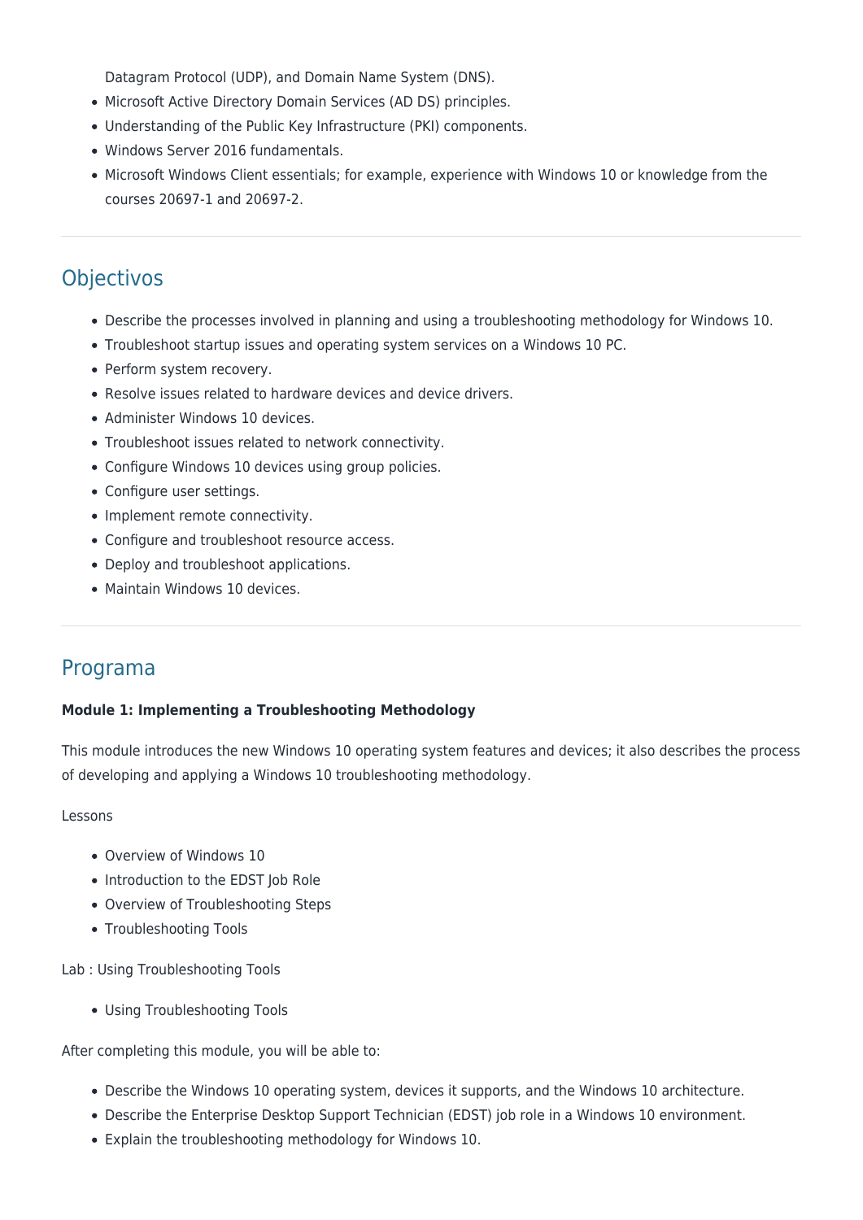Datagram Protocol (UDP), and Domain Name System (DNS).
- Microsoft Active Directory Domain Services (AD DS) principles.
- Understanding of the Public Key Infrastructure (PKI) components.
- Windows Server 2016 fundamentals.
- Microsoft Windows Client essentials; for example, experience with Windows 10 or knowledge from the courses 20697-1 and 20697-2.

## Objectivos

- Describe the processes involved in planning and using a troubleshooting methodology for Windows 10.
- Troubleshoot startup issues and operating system services on a Windows 10 PC.
- Perform system recovery.
- Resolve issues related to hardware devices and device drivers.
- Administer Windows 10 devices.
- Troubleshoot issues related to network connectivity.
- Configure Windows 10 devices using group policies.
- Configure user settings.
- Implement remote connectivity.
- Configure and troubleshoot resource access.
- Deploy and troubleshoot applications.
- Maintain Windows 10 devices.

## Programa

**Module 1: Implementing a Troubleshooting Methodology**

This module introduces the new Windows 10 operating system features and devices; it also describes the process of developing and applying a Windows 10 troubleshooting methodology.

Lessons

- Overview of Windows 10
- Introduction to the EDST Job Role
- Overview of Troubleshooting Steps
- Troubleshooting Tools

Lab : Using Troubleshooting Tools

- Using Troubleshooting Tools

After completing this module, you will be able to:

- Describe the Windows 10 operating system, devices it supports, and the Windows 10 architecture.
- Describe the Enterprise Desktop Support Technician (EDST) job role in a Windows 10 environment.
- Explain the troubleshooting methodology for Windows 10.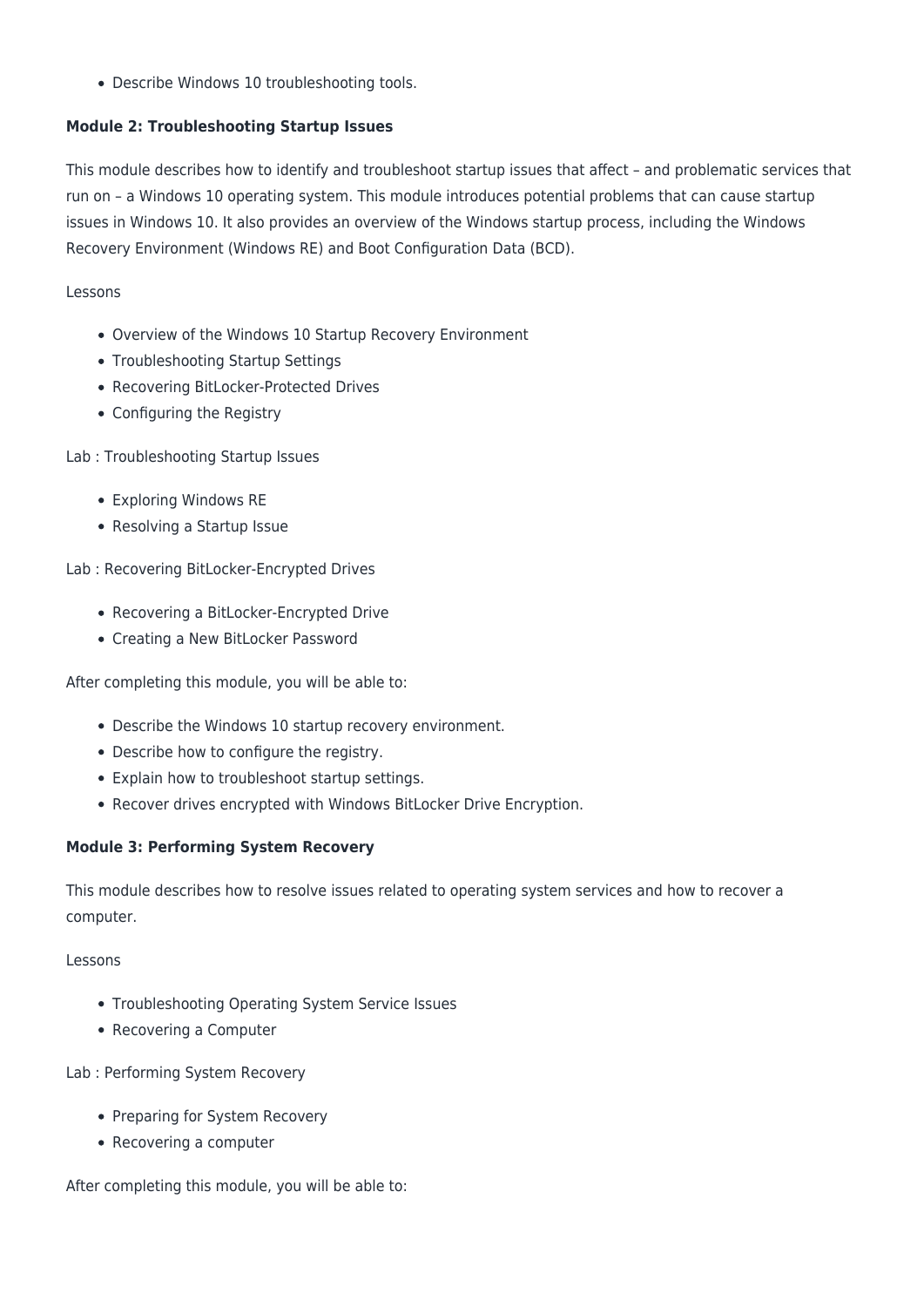- Describe Windows 10 troubleshooting tools.

**Module 2: Troubleshooting Startup Issues**

This module describes how to identify and troubleshoot startup issues that affect – and problematic services that run on – a Windows 10 operating system. This module introduces potential problems that can cause startup issues in Windows 10. It also provides an overview of the Windows startup process, including the Windows Recovery Environment (Windows RE) and Boot Configuration Data (BCD).

Lessons

- Overview of the Windows 10 Startup Recovery Environment
- Troubleshooting Startup Settings
- Recovering BitLocker-Protected Drives
- Configuring the Registry

Lab : Troubleshooting Startup Issues

- Exploring Windows RE
- Resolving a Startup Issue

Lab : Recovering BitLocker-Encrypted Drives

- Recovering a BitLocker-Encrypted Drive
- Creating a New BitLocker Password

After completing this module, you will be able to:

- Describe the Windows 10 startup recovery environment.
- Describe how to configure the registry.
- Explain how to troubleshoot startup settings.
- Recover drives encrypted with Windows BitLocker Drive Encryption.

**Module 3: Performing System Recovery**

This module describes how to resolve issues related to operating system services and how to recover a computer.

Lessons

- Troubleshooting Operating System Service Issues
- Recovering a Computer

Lab : Performing System Recovery

- Preparing for System Recovery
- Recovering a computer

After completing this module, you will be able to: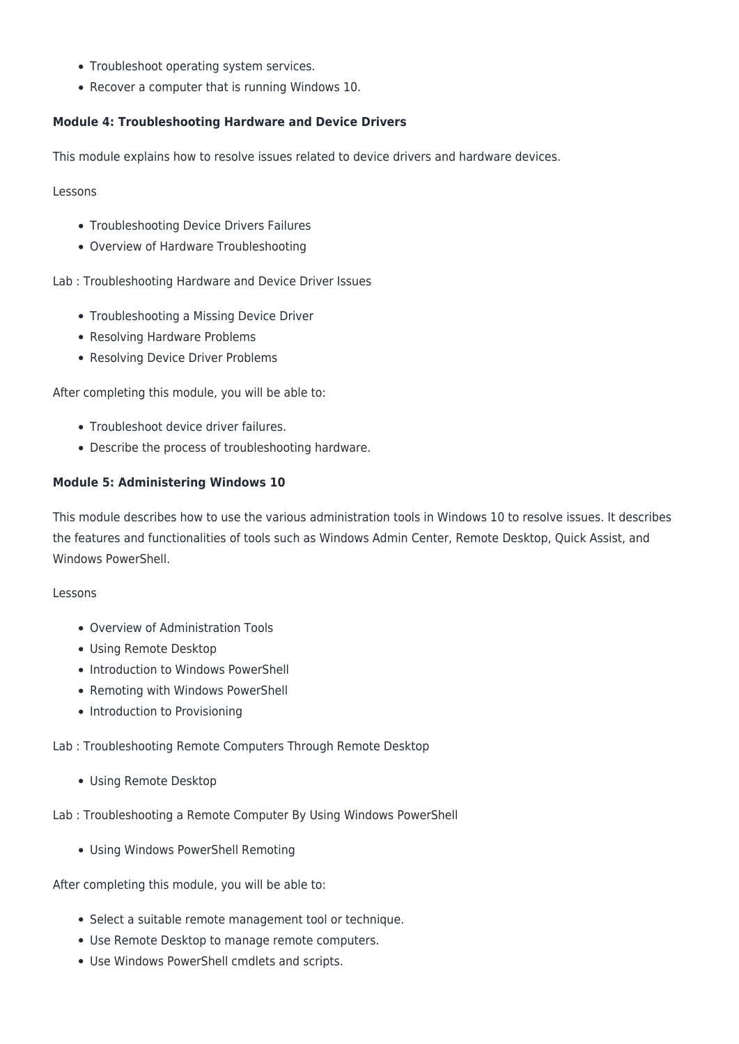- Troubleshoot operating system services.
- Recover a computer that is running Windows 10.

**Module 4: Troubleshooting Hardware and Device Drivers**

This module explains how to resolve issues related to device drivers and hardware devices.

Lessons

- Troubleshooting Device Drivers Failures
- Overview of Hardware Troubleshooting

Lab : Troubleshooting Hardware and Device Driver Issues

- Troubleshooting a Missing Device Driver
- Resolving Hardware Problems
- Resolving Device Driver Problems

After completing this module, you will be able to:

- Troubleshoot device driver failures.
- Describe the process of troubleshooting hardware.

**Module 5: Administering Windows 10**

This module describes how to use the various administration tools in Windows 10 to resolve issues. It describes the features and functionalities of tools such as Windows Admin Center, Remote Desktop, Quick Assist, and Windows PowerShell.

Lessons

- Overview of Administration Tools
- Using Remote Desktop
- Introduction to Windows PowerShell
- Remoting with Windows PowerShell
- Introduction to Provisioning

Lab : Troubleshooting Remote Computers Through Remote Desktop

- Using Remote Desktop

Lab : Troubleshooting a Remote Computer By Using Windows PowerShell

- Using Windows PowerShell Remoting

After completing this module, you will be able to:

- Select a suitable remote management tool or technique.
- Use Remote Desktop to manage remote computers.
- Use Windows PowerShell cmdlets and scripts.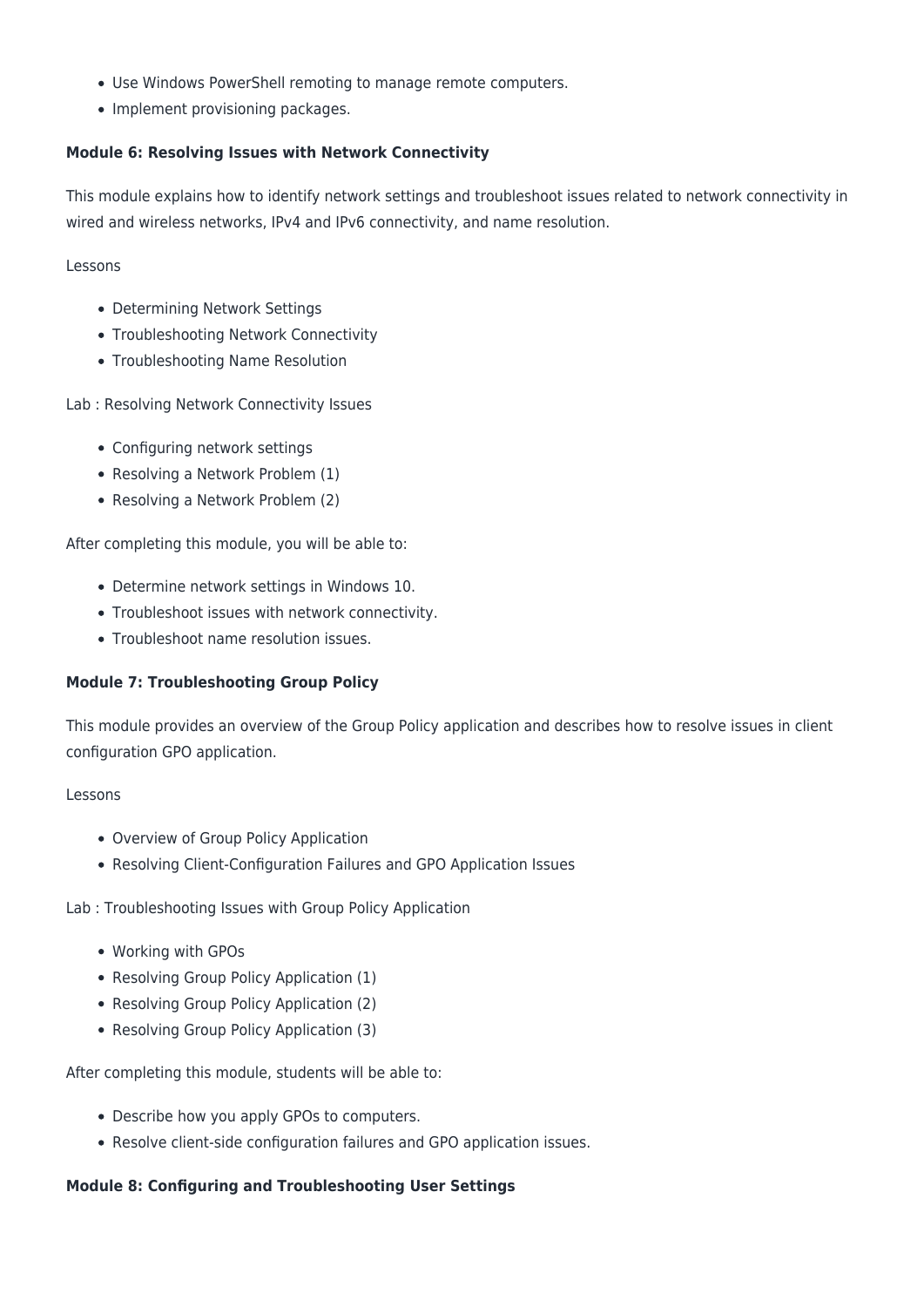- Use Windows PowerShell remoting to manage remote computers.
- Implement provisioning packages.

**Module 6: Resolving Issues with Network Connectivity**

This module explains how to identify network settings and troubleshoot issues related to network connectivity in wired and wireless networks, IPv4 and IPv6 connectivity, and name resolution.

Lessons

- Determining Network Settings
- Troubleshooting Network Connectivity
- Troubleshooting Name Resolution

Lab : Resolving Network Connectivity Issues

- Configuring network settings
- Resolving a Network Problem (1)
- Resolving a Network Problem (2)

After completing this module, you will be able to:

- Determine network settings in Windows 10.
- Troubleshoot issues with network connectivity.
- Troubleshoot name resolution issues.

**Module 7: Troubleshooting Group Policy**

This module provides an overview of the Group Policy application and describes how to resolve issues in client configuration GPO application.

Lessons

- Overview of Group Policy Application
- Resolving Client-Configuration Failures and GPO Application Issues

Lab : Troubleshooting Issues with Group Policy Application

- Working with GPOs
- Resolving Group Policy Application (1)
- Resolving Group Policy Application (2)
- Resolving Group Policy Application (3)

After completing this module, students will be able to:

- Describe how you apply GPOs to computers.
- Resolve client-side configuration failures and GPO application issues.

**Module 8: Configuring and Troubleshooting User Settings**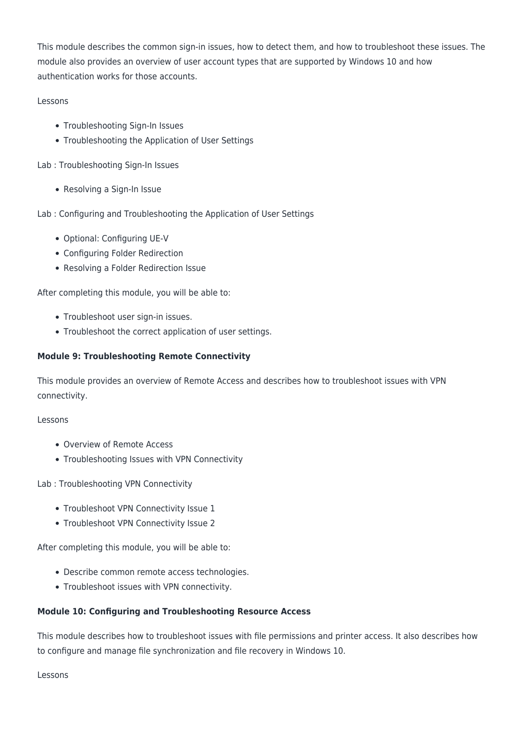This module describes the common sign-in issues, how to detect them, and how to troubleshoot these issues. The module also provides an overview of user account types that are supported by Windows 10 and how authentication works for those accounts.

Lessons

- Troubleshooting Sign-In Issues
- Troubleshooting the Application of User Settings

Lab : Troubleshooting Sign-In Issues

- Resolving a Sign-In Issue

Lab : Configuring and Troubleshooting the Application of User Settings

- Optional: Configuring UE-V
- Configuring Folder Redirection
- Resolving a Folder Redirection Issue

After completing this module, you will be able to:

- Troubleshoot user sign-in issues.
- Troubleshoot the correct application of user settings.

**Module 9: Troubleshooting Remote Connectivity**

This module provides an overview of Remote Access and describes how to troubleshoot issues with VPN connectivity.

Lessons

- Overview of Remote Access
- Troubleshooting Issues with VPN Connectivity

Lab : Troubleshooting VPN Connectivity

- Troubleshoot VPN Connectivity Issue 1
- Troubleshoot VPN Connectivity Issue 2

After completing this module, you will be able to:

- Describe common remote access technologies.
- Troubleshoot issues with VPN connectivity.

**Module 10: Configuring and Troubleshooting Resource Access**

This module describes how to troubleshoot issues with file permissions and printer access. It also describes how to configure and manage file synchronization and file recovery in Windows 10.

Lessons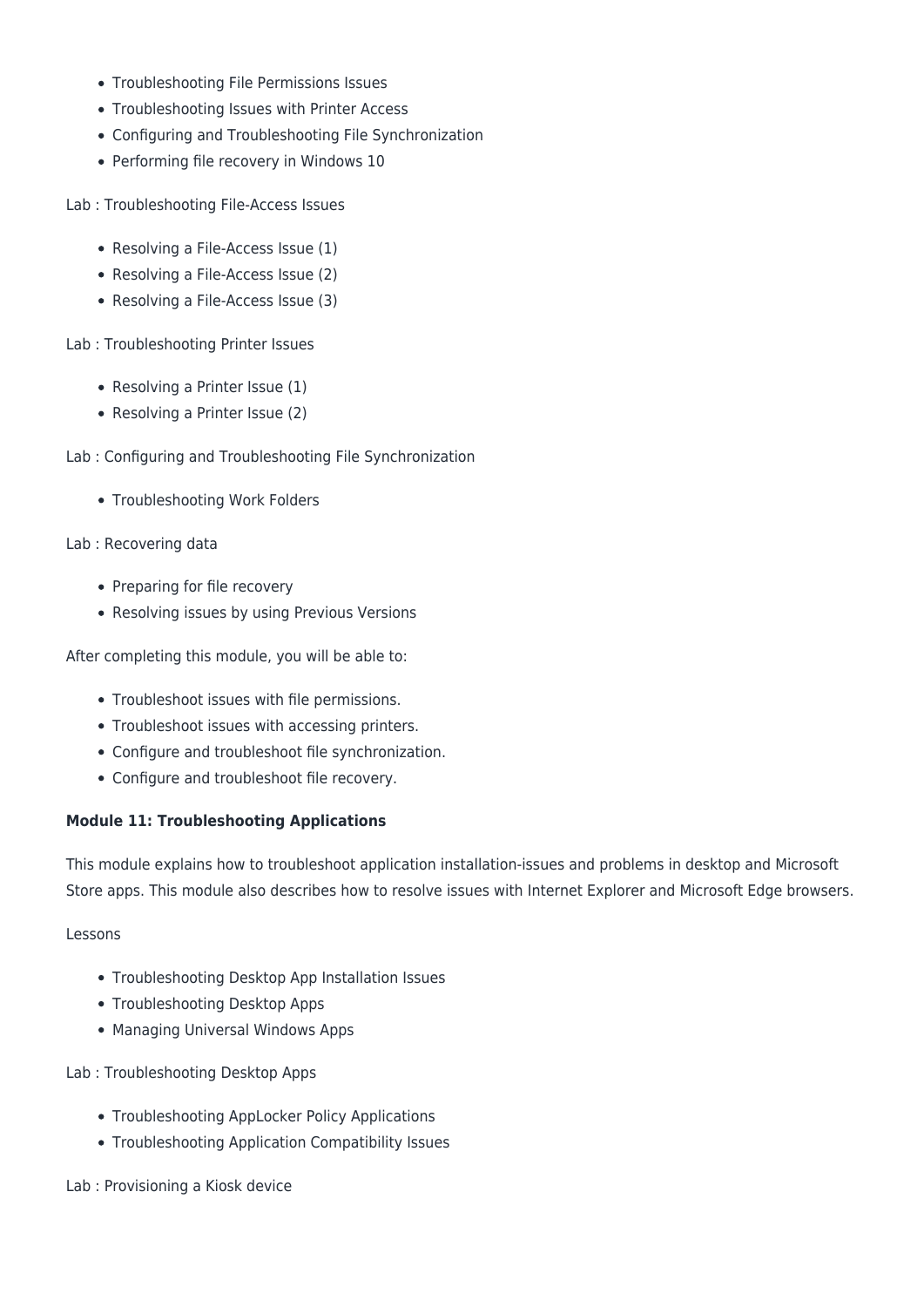- Troubleshooting File Permissions Issues
- Troubleshooting Issues with Printer Access
- Configuring and Troubleshooting File Synchronization
- Performing file recovery in Windows 10

Lab : Troubleshooting File-Access Issues

- Resolving a File-Access Issue (1)
- Resolving a File-Access Issue (2)
- Resolving a File-Access Issue (3)

Lab : Troubleshooting Printer Issues

- Resolving a Printer Issue (1)
- Resolving a Printer Issue (2)

Lab : Configuring and Troubleshooting File Synchronization

- Troubleshooting Work Folders

Lab : Recovering data

- Preparing for file recovery
- Resolving issues by using Previous Versions

After completing this module, you will be able to:

- Troubleshoot issues with file permissions.
- Troubleshoot issues with accessing printers.
- Configure and troubleshoot file synchronization.
- Configure and troubleshoot file recovery.

**Module 11: Troubleshooting Applications**

This module explains how to troubleshoot application installation-issues and problems in desktop and Microsoft Store apps. This module also describes how to resolve issues with Internet Explorer and Microsoft Edge browsers.

Lessons

- Troubleshooting Desktop App Installation Issues
- Troubleshooting Desktop Apps
- Managing Universal Windows Apps

Lab : Troubleshooting Desktop Apps

- Troubleshooting AppLocker Policy Applications
- Troubleshooting Application Compatibility Issues

Lab : Provisioning a Kiosk device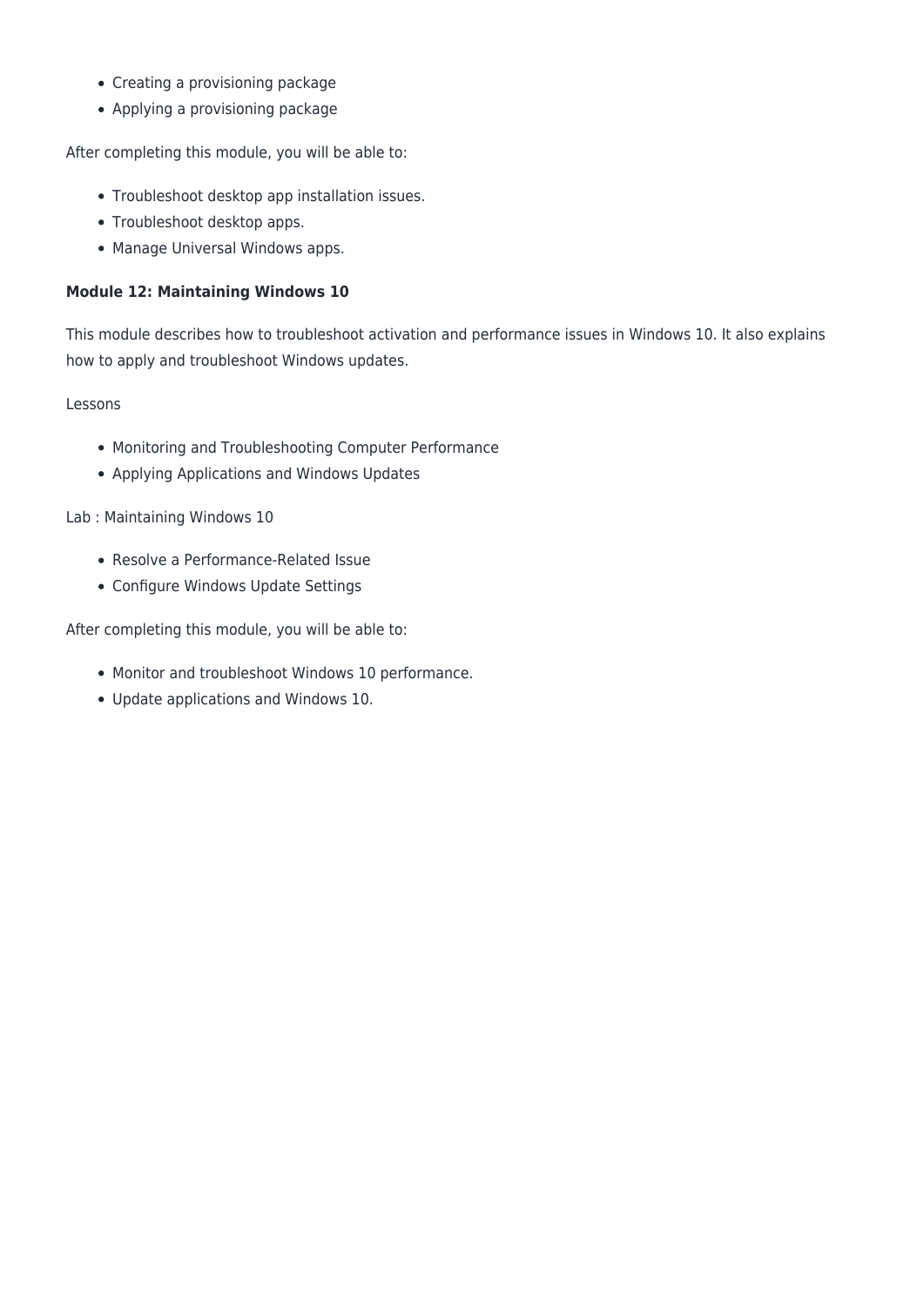- Creating a provisioning package
- Applying a provisioning package

After completing this module, you will be able to:

- Troubleshoot desktop app installation issues.
- Troubleshoot desktop apps.
- Manage Universal Windows apps.

**Module 12: Maintaining Windows 10**

This module describes how to troubleshoot activation and performance issues in Windows 10. It also explains how to apply and troubleshoot Windows updates.

Lessons

- Monitoring and Troubleshooting Computer Performance
- Applying Applications and Windows Updates

Lab : Maintaining Windows 10

- Resolve a Performance-Related Issue
- Configure Windows Update Settings

After completing this module, you will be able to:

- Monitor and troubleshoot Windows 10 performance.
- Update applications and Windows 10.